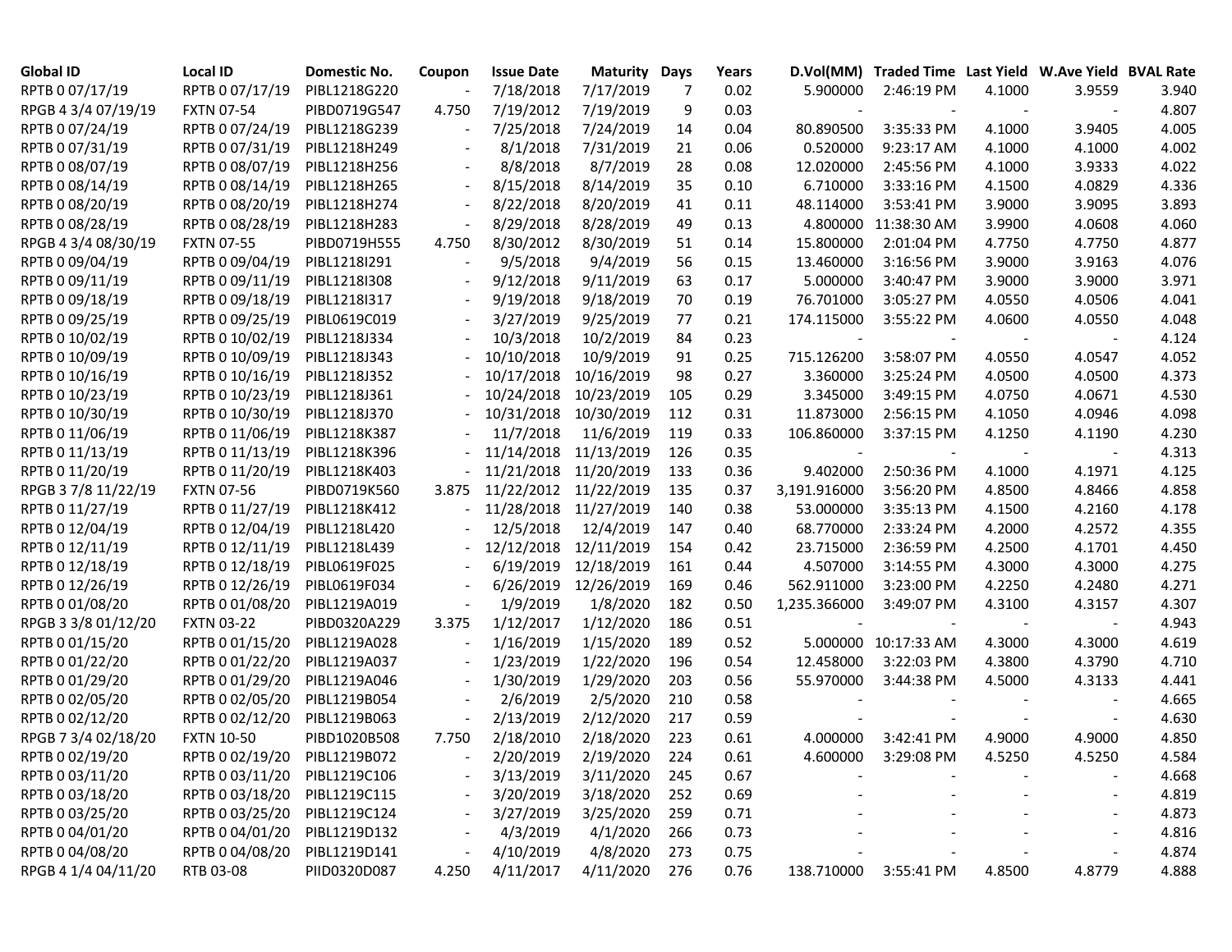| Global ID | Local ID | Domestic No. | Coupon | Issue Date | Maturity | Days | Years | D.Vol(MM) | Traded Time | Last Yield | W.Ave Yield | BVAL Rate |
|---|---|---|---|---|---|---|---|---|---|---|---|---|
| RPTB 0 07/17/19 | RPTB 0 07/17/19 | PIBL1218G220 | - | 7/18/2018 | 7/17/2019 | 7 | 0.02 | 5.900000 | 2:46:19 PM | 4.1000 | 3.9559 | 3.940 |
| RPGB 4 3/4 07/19/19 | FXTN 07-54 | PIBD0719G547 | 4.750 | 7/19/2012 | 7/19/2019 | 9 | 0.03 | - | - | - | - | 4.807 |
| RPTB 0 07/24/19 | RPTB 0 07/24/19 | PIBL1218G239 | - | 7/25/2018 | 7/24/2019 | 14 | 0.04 | 80.890500 | 3:35:33 PM | 4.1000 | 3.9405 | 4.005 |
| RPTB 0 07/31/19 | RPTB 0 07/31/19 | PIBL1218H249 | - | 8/1/2018 | 7/31/2019 | 21 | 0.06 | 0.520000 | 9:23:17 AM | 4.1000 | 4.1000 | 4.002 |
| RPTB 0 08/07/19 | RPTB 0 08/07/19 | PIBL1218H256 | - | 8/8/2018 | 8/7/2019 | 28 | 0.08 | 12.020000 | 2:45:56 PM | 4.1000 | 3.9333 | 4.022 |
| RPTB 0 08/14/19 | RPTB 0 08/14/19 | PIBL1218H265 | - | 8/15/2018 | 8/14/2019 | 35 | 0.10 | 6.710000 | 3:33:16 PM | 4.1500 | 4.0829 | 4.336 |
| RPTB 0 08/20/19 | RPTB 0 08/20/19 | PIBL1218H274 | - | 8/22/2018 | 8/20/2019 | 41 | 0.11 | 48.114000 | 3:53:41 PM | 3.9000 | 3.9095 | 3.893 |
| RPTB 0 08/28/19 | RPTB 0 08/28/19 | PIBL1218H283 | - | 8/29/2018 | 8/28/2019 | 49 | 0.13 | 4.800000 | 11:38:30 AM | 3.9900 | 4.0608 | 4.060 |
| RPGB 4 3/4 08/30/19 | FXTN 07-55 | PIBD0719H555 | 4.750 | 8/30/2012 | 8/30/2019 | 51 | 0.14 | 15.800000 | 2:01:04 PM | 4.7750 | 4.7750 | 4.877 |
| RPTB 0 09/04/19 | RPTB 0 09/04/19 | PIBL1218I291 | - | 9/5/2018 | 9/4/2019 | 56 | 0.15 | 13.460000 | 3:16:56 PM | 3.9000 | 3.9163 | 4.076 |
| RPTB 0 09/11/19 | RPTB 0 09/11/19 | PIBL1218I308 | - | 9/12/2018 | 9/11/2019 | 63 | 0.17 | 5.000000 | 3:40:47 PM | 3.9000 | 3.9000 | 3.971 |
| RPTB 0 09/18/19 | RPTB 0 09/18/19 | PIBL1218I317 | - | 9/19/2018 | 9/18/2019 | 70 | 0.19 | 76.701000 | 3:05:27 PM | 4.0550 | 4.0506 | 4.041 |
| RPTB 0 09/25/19 | RPTB 0 09/25/19 | PIBL0619C019 | - | 3/27/2019 | 9/25/2019 | 77 | 0.21 | 174.115000 | 3:55:22 PM | 4.0600 | 4.0550 | 4.048 |
| RPTB 0 10/02/19 | RPTB 0 10/02/19 | PIBL1218J334 | - | 10/3/2018 | 10/2/2019 | 84 | 0.23 | - | - | - | - | 4.124 |
| RPTB 0 10/09/19 | RPTB 0 10/09/19 | PIBL1218J343 | - | 10/10/2018 | 10/9/2019 | 91 | 0.25 | 715.126200 | 3:58:07 PM | 4.0550 | 4.0547 | 4.052 |
| RPTB 0 10/16/19 | RPTB 0 10/16/19 | PIBL1218J352 | - | 10/17/2018 | 10/16/2019 | 98 | 0.27 | 3.360000 | 3:25:24 PM | 4.0500 | 4.0500 | 4.373 |
| RPTB 0 10/23/19 | RPTB 0 10/23/19 | PIBL1218J361 | - | 10/24/2018 | 10/23/2019 | 105 | 0.29 | 3.345000 | 3:49:15 PM | 4.0750 | 4.0671 | 4.530 |
| RPTB 0 10/30/19 | RPTB 0 10/30/19 | PIBL1218J370 | - | 10/31/2018 | 10/30/2019 | 112 | 0.31 | 11.873000 | 2:56:15 PM | 4.1050 | 4.0946 | 4.098 |
| RPTB 0 11/06/19 | RPTB 0 11/06/19 | PIBL1218K387 | - | 11/7/2018 | 11/6/2019 | 119 | 0.33 | 106.860000 | 3:37:15 PM | 4.1250 | 4.1190 | 4.230 |
| RPTB 0 11/13/19 | RPTB 0 11/13/19 | PIBL1218K396 | - | 11/14/2018 | 11/13/2019 | 126 | 0.35 | - | - | - | - | 4.313 |
| RPTB 0 11/20/19 | RPTB 0 11/20/19 | PIBL1218K403 | - | 11/21/2018 | 11/20/2019 | 133 | 0.36 | 9.402000 | 2:50:36 PM | 4.1000 | 4.1971 | 4.125 |
| RPGB 3 7/8 11/22/19 | FXTN 07-56 | PIBD0719K560 | 3.875 | 11/22/2012 | 11/22/2019 | 135 | 0.37 | 3,191.916000 | 3:56:20 PM | 4.8500 | 4.8466 | 4.858 |
| RPTB 0 11/27/19 | RPTB 0 11/27/19 | PIBL1218K412 | - | 11/28/2018 | 11/27/2019 | 140 | 0.38 | 53.000000 | 3:35:13 PM | 4.1500 | 4.2160 | 4.178 |
| RPTB 0 12/04/19 | RPTB 0 12/04/19 | PIBL1218L420 | - | 12/5/2018 | 12/4/2019 | 147 | 0.40 | 68.770000 | 2:33:24 PM | 4.2000 | 4.2572 | 4.355 |
| RPTB 0 12/11/19 | RPTB 0 12/11/19 | PIBL1218L439 | - | 12/12/2018 | 12/11/2019 | 154 | 0.42 | 23.715000 | 2:36:59 PM | 4.2500 | 4.1701 | 4.450 |
| RPTB 0 12/18/19 | RPTB 0 12/18/19 | PIBL0619F025 | - | 6/19/2019 | 12/18/2019 | 161 | 0.44 | 4.507000 | 3:14:55 PM | 4.3000 | 4.3000 | 4.275 |
| RPTB 0 12/26/19 | RPTB 0 12/26/19 | PIBL0619F034 | - | 6/26/2019 | 12/26/2019 | 169 | 0.46 | 562.911000 | 3:23:00 PM | 4.2250 | 4.2480 | 4.271 |
| RPTB 0 01/08/20 | RPTB 0 01/08/20 | PIBL1219A019 | - | 1/9/2019 | 1/8/2020 | 182 | 0.50 | 1,235.366000 | 3:49:07 PM | 4.3100 | 4.3157 | 4.307 |
| RPGB 3 3/8 01/12/20 | FXTN 03-22 | PIBD0320A229 | 3.375 | 1/12/2017 | 1/12/2020 | 186 | 0.51 | - | - | - | - | 4.943 |
| RPTB 0 01/15/20 | RPTB 0 01/15/20 | PIBL1219A028 | - | 1/16/2019 | 1/15/2020 | 189 | 0.52 | 5.000000 | 10:17:33 AM | 4.3000 | 4.3000 | 4.619 |
| RPTB 0 01/22/20 | RPTB 0 01/22/20 | PIBL1219A037 | - | 1/23/2019 | 1/22/2020 | 196 | 0.54 | 12.458000 | 3:22:03 PM | 4.3800 | 4.3790 | 4.710 |
| RPTB 0 01/29/20 | RPTB 0 01/29/20 | PIBL1219A046 | - | 1/30/2019 | 1/29/2020 | 203 | 0.56 | 55.970000 | 3:44:38 PM | 4.5000 | 4.3133 | 4.441 |
| RPTB 0 02/05/20 | RPTB 0 02/05/20 | PIBL1219B054 | - | 2/6/2019 | 2/5/2020 | 210 | 0.58 | - | - | - | - | 4.665 |
| RPTB 0 02/12/20 | RPTB 0 02/12/20 | PIBL1219B063 | - | 2/13/2019 | 2/12/2020 | 217 | 0.59 | - | - | - | - | 4.630 |
| RPGB 7 3/4 02/18/20 | FXTN 10-50 | PIBD1020B508 | 7.750 | 2/18/2010 | 2/18/2020 | 223 | 0.61 | 4.000000 | 3:42:41 PM | 4.9000 | 4.9000 | 4.850 |
| RPTB 0 02/19/20 | RPTB 0 02/19/20 | PIBL1219B072 | - | 2/20/2019 | 2/19/2020 | 224 | 0.61 | 4.600000 | 3:29:08 PM | 4.5250 | 4.5250 | 4.584 |
| RPTB 0 03/11/20 | RPTB 0 03/11/20 | PIBL1219C106 | - | 3/13/2019 | 3/11/2020 | 245 | 0.67 | - | - | - | - | 4.668 |
| RPTB 0 03/18/20 | RPTB 0 03/18/20 | PIBL1219C115 | - | 3/20/2019 | 3/18/2020 | 252 | 0.69 | - | - | - | - | 4.819 |
| RPTB 0 03/25/20 | RPTB 0 03/25/20 | PIBL1219C124 | - | 3/27/2019 | 3/25/2020 | 259 | 0.71 | - | - | - | - | 4.873 |
| RPTB 0 04/01/20 | RPTB 0 04/01/20 | PIBL1219D132 | - | 4/3/2019 | 4/1/2020 | 266 | 0.73 | - | - | - | - | 4.816 |
| RPTB 0 04/08/20 | RPTB 0 04/08/20 | PIBL1219D141 | - | 4/10/2019 | 4/8/2020 | 273 | 0.75 | - | - | - | - | 4.874 |
| RPGB 4 1/4 04/11/20 | RTB 03-08 | PIID0320D087 | 4.250 | 4/11/2017 | 4/11/2020 | 276 | 0.76 | 138.710000 | 3:55:41 PM | 4.8500 | 4.8779 | 4.888 |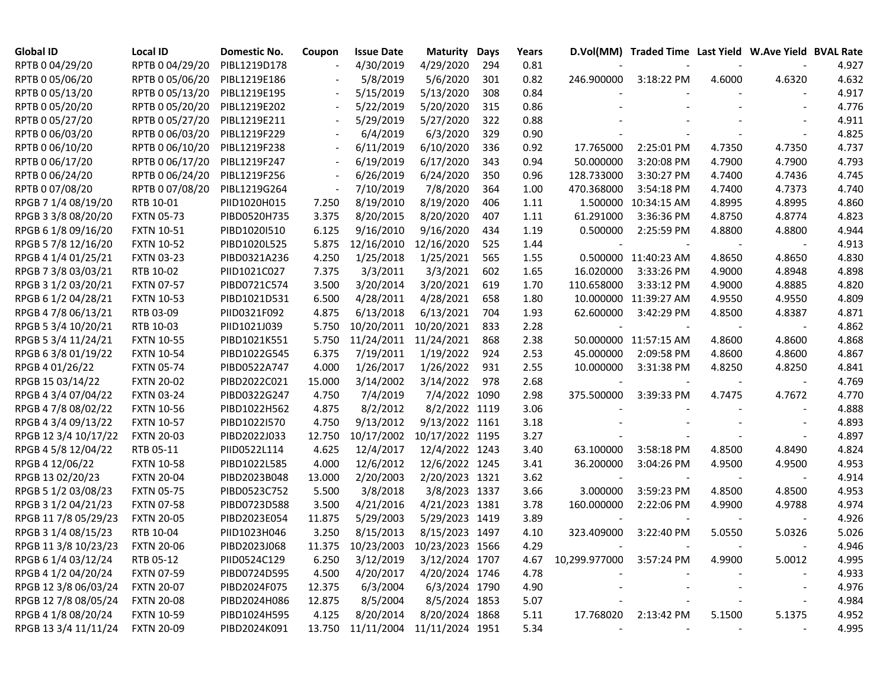| Global ID | Local ID | Domestic No. | Coupon | Issue Date | Maturity | Days | Years | D.Vol(MM) | Traded Time | Last Yield | W.Ave Yield | BVAL Rate |
|---|---|---|---|---|---|---|---|---|---|---|---|---|
| RPTB 0 04/29/20 | RPTB 0 04/29/20 | PIBL1219D178 | - | 4/30/2019 | 4/29/2020 | 294 | 0.81 | - | - | - | - | 4.927 |
| RPTB 0 05/06/20 | RPTB 0 05/06/20 | PIBL1219E186 | - | 5/8/2019 | 5/6/2020 | 301 | 0.82 | 246.900000 | 3:18:22 PM | 4.6000 | 4.6320 | 4.632 |
| RPTB 0 05/13/20 | RPTB 0 05/13/20 | PIBL1219E195 | - | 5/15/2019 | 5/13/2020 | 308 | 0.84 | - | - | - | - | 4.917 |
| RPTB 0 05/20/20 | RPTB 0 05/20/20 | PIBL1219E202 | - | 5/22/2019 | 5/20/2020 | 315 | 0.86 | - | - | - | - | 4.776 |
| RPTB 0 05/27/20 | RPTB 0 05/27/20 | PIBL1219E211 | - | 5/29/2019 | 5/27/2020 | 322 | 0.88 | - | - | - | - | 4.911 |
| RPTB 0 06/03/20 | RPTB 0 06/03/20 | PIBL1219F229 | - | 6/4/2019 | 6/3/2020 | 329 | 0.90 | - | - | - | - | 4.825 |
| RPTB 0 06/10/20 | RPTB 0 06/10/20 | PIBL1219F238 | - | 6/11/2019 | 6/10/2020 | 336 | 0.92 | 17.765000 | 2:25:01 PM | 4.7350 | 4.7350 | 4.737 |
| RPTB 0 06/17/20 | RPTB 0 06/17/20 | PIBL1219F247 | - | 6/19/2019 | 6/17/2020 | 343 | 0.94 | 50.000000 | 3:20:08 PM | 4.7900 | 4.7900 | 4.793 |
| RPTB 0 06/24/20 | RPTB 0 06/24/20 | PIBL1219F256 | - | 6/26/2019 | 6/24/2020 | 350 | 0.96 | 128.733000 | 3:30:27 PM | 4.7400 | 4.7436 | 4.745 |
| RPTB 0 07/08/20 | RPTB 0 07/08/20 | PIBL1219G264 | - | 7/10/2019 | 7/8/2020 | 364 | 1.00 | 470.368000 | 3:54:18 PM | 4.7400 | 4.7373 | 4.740 |
| RPGB 7 1/4 08/19/20 | RTB 10-01 | PIID1020H015 | 7.250 | 8/19/2010 | 8/19/2020 | 406 | 1.11 | 1.500000 | 10:34:15 AM | 4.8995 | 4.8995 | 4.860 |
| RPGB 3 3/8 08/20/20 | FXTN 05-73 | PIBD0520H735 | 3.375 | 8/20/2015 | 8/20/2020 | 407 | 1.11 | 61.291000 | 3:36:36 PM | 4.8750 | 4.8774 | 4.823 |
| RPGB 6 1/8 09/16/20 | FXTN 10-51 | PIBD1020I510 | 6.125 | 9/16/2010 | 9/16/2020 | 434 | 1.19 | 0.500000 | 2:25:59 PM | 4.8800 | 4.8800 | 4.944 |
| RPGB 5 7/8 12/16/20 | FXTN 10-52 | PIBD1020L525 | 5.875 | 12/16/2010 | 12/16/2020 | 525 | 1.44 | - | - | - | - | 4.913 |
| RPGB 4 1/4 01/25/21 | FXTN 03-23 | PIBD0321A236 | 4.250 | 1/25/2018 | 1/25/2021 | 565 | 1.55 | 0.500000 | 11:40:23 AM | 4.8650 | 4.8650 | 4.830 |
| RPGB 7 3/8 03/03/21 | RTB 10-02 | PIID1021C027 | 7.375 | 3/3/2011 | 3/3/2021 | 602 | 1.65 | 16.020000 | 3:33:26 PM | 4.9000 | 4.8948 | 4.898 |
| RPGB 3 1/2 03/20/21 | FXTN 07-57 | PIBD0721C574 | 3.500 | 3/20/2014 | 3/20/2021 | 619 | 1.70 | 110.658000 | 3:33:12 PM | 4.9000 | 4.8885 | 4.820 |
| RPGB 6 1/2 04/28/21 | FXTN 10-53 | PIBD1021D531 | 6.500 | 4/28/2011 | 4/28/2021 | 658 | 1.80 | 10.000000 | 11:39:27 AM | 4.9550 | 4.9550 | 4.809 |
| RPGB 4 7/8 06/13/21 | RTB 03-09 | PIID0321F092 | 4.875 | 6/13/2018 | 6/13/2021 | 704 | 1.93 | 62.600000 | 3:42:29 PM | 4.8500 | 4.8387 | 4.871 |
| RPGB 5 3/4 10/20/21 | RTB 10-03 | PIID1021J039 | 5.750 | 10/20/2011 | 10/20/2021 | 833 | 2.28 | - | - | - | - | 4.862 |
| RPGB 5 3/4 11/24/21 | FXTN 10-55 | PIBD1021K551 | 5.750 | 11/24/2011 | 11/24/2021 | 868 | 2.38 | 50.000000 | 11:57:15 AM | 4.8600 | 4.8600 | 4.868 |
| RPGB 6 3/8 01/19/22 | FXTN 10-54 | PIBD1022G545 | 6.375 | 7/19/2011 | 1/19/2022 | 924 | 2.53 | 45.000000 | 2:09:58 PM | 4.8600 | 4.8600 | 4.867 |
| RPGB 4 01/26/22 | FXTN 05-74 | PIBD0522A747 | 4.000 | 1/26/2017 | 1/26/2022 | 931 | 2.55 | 10.000000 | 3:31:38 PM | 4.8250 | 4.8250 | 4.841 |
| RPGB 15 03/14/22 | FXTN 20-02 | PIBD2022C021 | 15.000 | 3/14/2002 | 3/14/2022 | 978 | 2.68 | - | - | - | - | 4.769 |
| RPGB 4 3/4 07/04/22 | FXTN 03-24 | PIBD0322G247 | 4.750 | 7/4/2019 | 7/4/2022 | 1090 | 2.98 | 375.500000 | 3:39:33 PM | 4.7475 | 4.7672 | 4.770 |
| RPGB 4 7/8 08/02/22 | FXTN 10-56 | PIBD1022H562 | 4.875 | 8/2/2012 | 8/2/2022 | 1119 | 3.06 | - | - | - | - | 4.888 |
| RPGB 4 3/4 09/13/22 | FXTN 10-57 | PIBD1022I570 | 4.750 | 9/13/2012 | 9/13/2022 | 1161 | 3.18 | - | - | - | - | 4.893 |
| RPGB 12 3/4 10/17/22 | FXTN 20-03 | PIBD2022J033 | 12.750 | 10/17/2002 | 10/17/2022 | 1195 | 3.27 | - | - | - | - | 4.897 |
| RPGB 4 5/8 12/04/22 | RTB 05-11 | PIID0522L114 | 4.625 | 12/4/2017 | 12/4/2022 | 1243 | 3.40 | 63.100000 | 3:58:18 PM | 4.8500 | 4.8490 | 4.824 |
| RPGB 4 12/06/22 | FXTN 10-58 | PIBD1022L585 | 4.000 | 12/6/2012 | 12/6/2022 | 1245 | 3.41 | 36.200000 | 3:04:26 PM | 4.9500 | 4.9500 | 4.953 |
| RPGB 13 02/20/23 | FXTN 20-04 | PIBD2023B048 | 13.000 | 2/20/2003 | 2/20/2023 | 1321 | 3.62 | - | - | - | - | 4.914 |
| RPGB 5 1/2 03/08/23 | FXTN 05-75 | PIBD0523C752 | 5.500 | 3/8/2018 | 3/8/2023 | 1337 | 3.66 | 3.000000 | 3:59:23 PM | 4.8500 | 4.8500 | 4.953 |
| RPGB 3 1/2 04/21/23 | FXTN 07-58 | PIBD0723D588 | 3.500 | 4/21/2016 | 4/21/2023 | 1381 | 3.78 | 160.000000 | 2:22:06 PM | 4.9900 | 4.9788 | 4.974 |
| RPGB 11 7/8 05/29/23 | FXTN 20-05 | PIBD2023E054 | 11.875 | 5/29/2003 | 5/29/2023 | 1419 | 3.89 | - | - | - | - | 4.926 |
| RPGB 3 1/4 08/15/23 | RTB 10-04 | PIID1023H046 | 3.250 | 8/15/2013 | 8/15/2023 | 1497 | 4.10 | 323.409000 | 3:22:40 PM | 5.0550 | 5.0326 | 5.026 |
| RPGB 11 3/8 10/23/23 | FXTN 20-06 | PIBD2023J068 | 11.375 | 10/23/2003 | 10/23/2023 | 1566 | 4.29 | - | - | - | - | 4.946 |
| RPGB 6 1/4 03/12/24 | RTB 05-12 | PIID0524C129 | 6.250 | 3/12/2019 | 3/12/2024 | 1707 | 4.67 | 10,299.977000 | 3:57:24 PM | 4.9900 | 5.0012 | 4.995 |
| RPGB 4 1/2 04/20/24 | FXTN 07-59 | PIBD0724D595 | 4.500 | 4/20/2017 | 4/20/2024 | 1746 | 4.78 | - | - | - | - | 4.933 |
| RPGB 12 3/8 06/03/24 | FXTN 20-07 | PIBD2024F075 | 12.375 | 6/3/2004 | 6/3/2024 | 1790 | 4.90 | - | - | - | - | 4.976 |
| RPGB 12 7/8 08/05/24 | FXTN 20-08 | PIBD2024H086 | 12.875 | 8/5/2004 | 8/5/2024 | 1853 | 5.07 | - | - | - | - | 4.984 |
| RPGB 4 1/8 08/20/24 | FXTN 10-59 | PIBD1024H595 | 4.125 | 8/20/2014 | 8/20/2024 | 1868 | 5.11 | 17.768020 | 2:13:42 PM | 5.1500 | 5.1375 | 4.952 |
| RPGB 13 3/4 11/11/24 | FXTN 20-09 | PIBD2024K091 | 13.750 | 11/11/2004 | 11/11/2024 | 1951 | 5.34 | - | - | - | - | 4.995 |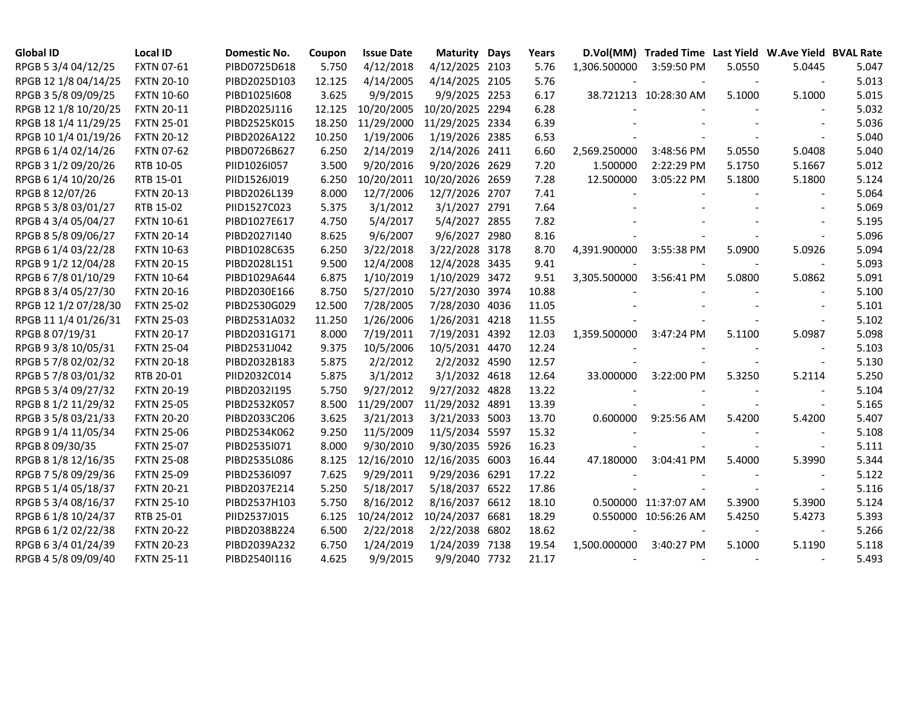| Global ID | Local ID | Domestic No. | Coupon | Issue Date | Maturity | Days | Years | D.Vol(MM) | Traded Time | Last Yield | W.Ave Yield | BVAL Rate |
|---|---|---|---|---|---|---|---|---|---|---|---|---|
| RPGB 5 3/4 04/12/25 | FXTN 07-61 | PIBD0725D618 | 5.750 | 4/12/2018 | 4/12/2025 | 2103 | 5.76 | 1,306.500000 | 3:59:50 PM | 5.0550 | 5.0445 | 5.047 |
| RPGB 12 1/8 04/14/25 | FXTN 20-10 | PIBD2025D103 | 12.125 | 4/14/2005 | 4/14/2025 | 2105 | 5.76 | - | - | - | - | 5.013 |
| RPGB 3 5/8 09/09/25 | FXTN 10-60 | PIBD1025I608 | 3.625 | 9/9/2015 | 9/9/2025 | 2253 | 6.17 | 38.721213 | 10:28:30 AM | 5.1000 | 5.1000 | 5.015 |
| RPGB 12 1/8 10/20/25 | FXTN 20-11 | PIBD2025J116 | 12.125 | 10/20/2005 | 10/20/2025 | 2294 | 6.28 | - | - | - | - | 5.032 |
| RPGB 18 1/4 11/29/25 | FXTN 25-01 | PIBD2525K015 | 18.250 | 11/29/2000 | 11/29/2025 | 2334 | 6.39 | - | - | - | - | 5.036 |
| RPGB 10 1/4 01/19/26 | FXTN 20-12 | PIBD2026A122 | 10.250 | 1/19/2006 | 1/19/2026 | 2385 | 6.53 | - | - | - | - | 5.040 |
| RPGB 6 1/4 02/14/26 | FXTN 07-62 | PIBD0726B627 | 6.250 | 2/14/2019 | 2/14/2026 | 2411 | 6.60 | 2,569.250000 | 3:48:56 PM | 5.0550 | 5.0408 | 5.040 |
| RPGB 3 1/2 09/20/26 | RTB 10-05 | PIID1026I057 | 3.500 | 9/20/2016 | 9/20/2026 | 2629 | 7.20 | 1.500000 | 2:22:29 PM | 5.1750 | 5.1667 | 5.012 |
| RPGB 6 1/4 10/20/26 | RTB 15-01 | PIID1526J019 | 6.250 | 10/20/2011 | 10/20/2026 | 2659 | 7.28 | 12.500000 | 3:05:22 PM | 5.1800 | 5.1800 | 5.124 |
| RPGB 8 12/07/26 | FXTN 20-13 | PIBD2026L139 | 8.000 | 12/7/2006 | 12/7/2026 | 2707 | 7.41 | - | - | - | - | 5.064 |
| RPGB 5 3/8 03/01/27 | RTB 15-02 | PIID1527C023 | 5.375 | 3/1/2012 | 3/1/2027 | 2791 | 7.64 | - | - | - | - | 5.069 |
| RPGB 4 3/4 05/04/27 | FXTN 10-61 | PIBD1027E617 | 4.750 | 5/4/2017 | 5/4/2027 | 2855 | 7.82 | - | - | - | - | 5.195 |
| RPGB 8 5/8 09/06/27 | FXTN 20-14 | PIBD2027I140 | 8.625 | 9/6/2007 | 9/6/2027 | 2980 | 8.16 | - | - | - | - | 5.096 |
| RPGB 6 1/4 03/22/28 | FXTN 10-63 | PIBD1028C635 | 6.250 | 3/22/2018 | 3/22/2028 | 3178 | 8.70 | 4,391.900000 | 3:55:38 PM | 5.0900 | 5.0926 | 5.094 |
| RPGB 9 1/2 12/04/28 | FXTN 20-15 | PIBD2028L151 | 9.500 | 12/4/2008 | 12/4/2028 | 3435 | 9.41 | - | - | - | - | 5.093 |
| RPGB 6 7/8 01/10/29 | FXTN 10-64 | PIBD1029A644 | 6.875 | 1/10/2019 | 1/10/2029 | 3472 | 9.51 | 3,305.500000 | 3:56:41 PM | 5.0800 | 5.0862 | 5.091 |
| RPGB 8 3/4 05/27/30 | FXTN 20-16 | PIBD2030E166 | 8.750 | 5/27/2010 | 5/27/2030 | 3974 | 10.88 | - | - | - | - | 5.100 |
| RPGB 12 1/2 07/28/30 | FXTN 25-02 | PIBD2530G029 | 12.500 | 7/28/2005 | 7/28/2030 | 4036 | 11.05 | - | - | - | - | 5.101 |
| RPGB 11 1/4 01/26/31 | FXTN 25-03 | PIBD2531A032 | 11.250 | 1/26/2006 | 1/26/2031 | 4218 | 11.55 | - | - | - | - | 5.102 |
| RPGB 8 07/19/31 | FXTN 20-17 | PIBD2031G171 | 8.000 | 7/19/2011 | 7/19/2031 | 4392 | 12.03 | 1,359.500000 | 3:47:24 PM | 5.1100 | 5.0987 | 5.098 |
| RPGB 9 3/8 10/05/31 | FXTN 25-04 | PIBD2531J042 | 9.375 | 10/5/2006 | 10/5/2031 | 4470 | 12.24 | - | - | - | - | 5.103 |
| RPGB 5 7/8 02/02/32 | FXTN 20-18 | PIBD2032B183 | 5.875 | 2/2/2012 | 2/2/2032 | 4590 | 12.57 | - | - | - | - | 5.130 |
| RPGB 5 7/8 03/01/32 | RTB 20-01 | PIID2032C014 | 5.875 | 3/1/2012 | 3/1/2032 | 4618 | 12.64 | 33.000000 | 3:22:00 PM | 5.3250 | 5.2114 | 5.250 |
| RPGB 5 3/4 09/27/32 | FXTN 20-19 | PIBD2032I195 | 5.750 | 9/27/2012 | 9/27/2032 | 4828 | 13.22 | - | - | - | - | 5.104 |
| RPGB 8 1/2 11/29/32 | FXTN 25-05 | PIBD2532K057 | 8.500 | 11/29/2007 | 11/29/2032 | 4891 | 13.39 | - | - | - | - | 5.165 |
| RPGB 3 5/8 03/21/33 | FXTN 20-20 | PIBD2033C206 | 3.625 | 3/21/2013 | 3/21/2033 | 5003 | 13.70 | 0.600000 | 9:25:56 AM | 5.4200 | 5.4200 | 5.407 |
| RPGB 9 1/4 11/05/34 | FXTN 25-06 | PIBD2534K062 | 9.250 | 11/5/2009 | 11/5/2034 | 5597 | 15.32 | - | - | - | - | 5.108 |
| RPGB 8 09/30/35 | FXTN 25-07 | PIBD2535I071 | 8.000 | 9/30/2010 | 9/30/2035 | 5926 | 16.23 | - | - | - | - | 5.111 |
| RPGB 8 1/8 12/16/35 | FXTN 25-08 | PIBD2535L086 | 8.125 | 12/16/2010 | 12/16/2035 | 6003 | 16.44 | 47.180000 | 3:04:41 PM | 5.4000 | 5.3990 | 5.344 |
| RPGB 7 5/8 09/29/36 | FXTN 25-09 | PIBD2536I097 | 7.625 | 9/29/2011 | 9/29/2036 | 6291 | 17.22 | - | - | - | - | 5.122 |
| RPGB 5 1/4 05/18/37 | FXTN 20-21 | PIBD2037E214 | 5.250 | 5/18/2017 | 5/18/2037 | 6522 | 17.86 | - | - | - | - | 5.116 |
| RPGB 5 3/4 08/16/37 | FXTN 25-10 | PIBD2537H103 | 5.750 | 8/16/2012 | 8/16/2037 | 6612 | 18.10 | 0.500000 | 11:37:07 AM | 5.3900 | 5.3900 | 5.124 |
| RPGB 6 1/8 10/24/37 | RTB 25-01 | PIID2537J015 | 6.125 | 10/24/2012 | 10/24/2037 | 6681 | 18.29 | 0.550000 | 10:56:26 AM | 5.4250 | 5.4273 | 5.393 |
| RPGB 6 1/2 02/22/38 | FXTN 20-22 | PIBD2038B224 | 6.500 | 2/22/2018 | 2/22/2038 | 6802 | 18.62 | - | - | - | - | 5.266 |
| RPGB 6 3/4 01/24/39 | FXTN 20-23 | PIBD2039A232 | 6.750 | 1/24/2019 | 1/24/2039 | 7138 | 19.54 | 1,500.000000 | 3:40:27 PM | 5.1000 | 5.1190 | 5.118 |
| RPGB 4 5/8 09/09/40 | FXTN 25-11 | PIBD2540I116 | 4.625 | 9/9/2015 | 9/9/2040 | 7732 | 21.17 | - | - | - | - | 5.493 |